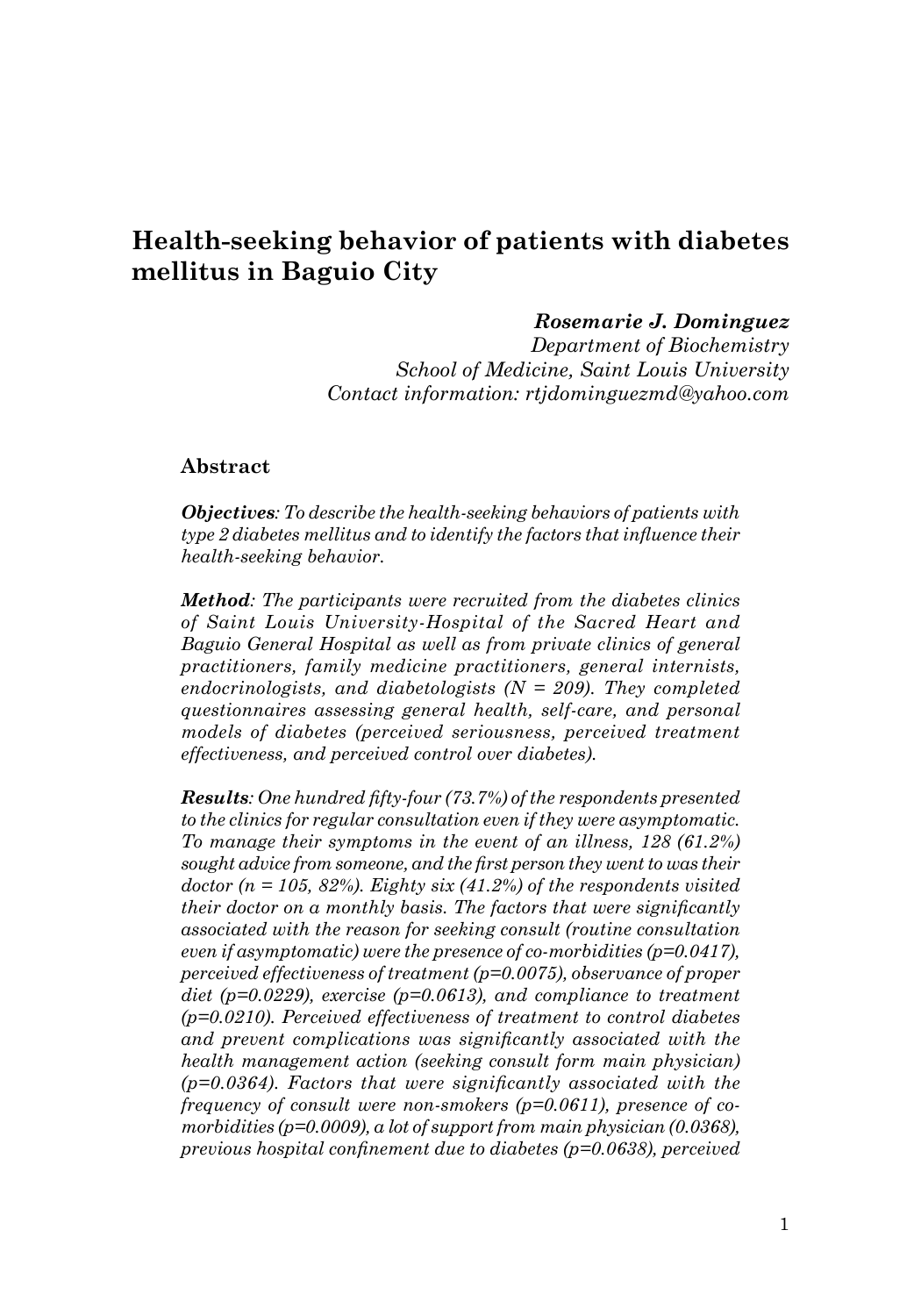# Health-seeking behavior of patients with diabetes mellitus in Baguio City

***Rosemarie J. Dominguez***
*Department of Biochemistry*
*School of Medicine, Saint Louis University*
*Contact information: rtjdominguezmd@yahoo.com*

## Abstract

***Objectives****: To describe the health-seeking behaviors of patients with type 2 diabetes mellitus and to identify the factors that influence their health-seeking behavior.*

***Method****: The participants were recruited from the diabetes clinics of Saint Louis University-Hospital of the Sacred Heart and Baguio General Hospital as well as from private clinics of general practitioners, family medicine practitioners, general internists, endocrinologists, and diabetologists (N = 209). They completed questionnaires assessing general health, self-care, and personal models of diabetes (perceived seriousness, perceived treatment effectiveness, and perceived control over diabetes).*

***Results****: One hundred fifty-four (73.7%) of the respondents presented to the clinics for regular consultation even if they were asymptomatic. To manage their symptoms in the event of an illness, 128 (61.2%) sought advice from someone, and the first person they went to was their doctor (n = 105, 82%). Eighty six (41.2%) of the respondents visited their doctor on a monthly basis. The factors that were significantly associated with the reason for seeking consult (routine consultation even if asymptomatic) were the presence of co-morbidities (p=0.0417), perceived effectiveness of treatment (p=0.0075), observance of proper diet (p=0.0229), exercise (p=0.0613), and compliance to treatment (p=0.0210). Perceived effectiveness of treatment to control diabetes and prevent complications was significantly associated with the health management action (seeking consult form main physician) (p=0.0364). Factors that were significantly associated with the frequency of consult were non-smokers (p=0.0611), presence of co-morbidities (p=0.0009), a lot of support from main physician (0.0368), previous hospital confinement due to diabetes (p=0.0638), perceived*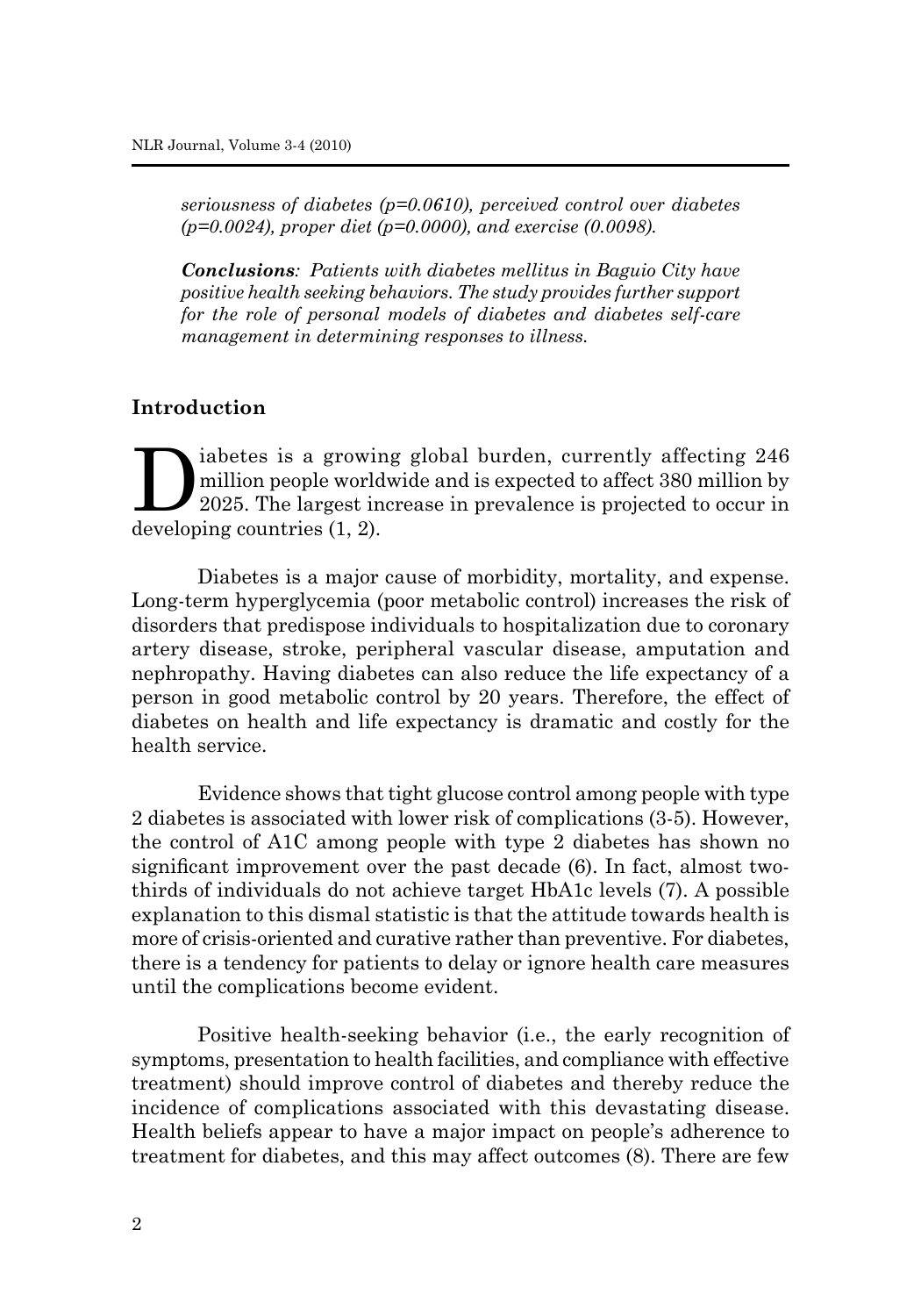*seriousness of diabetes ($p=0.0610$), perceived control over diabetes ($p=0.0024$), proper diet ($p=0.0000$), and exercise (0.0098).*

***Conclusions**: Patients with diabetes mellitus in Baguio City have positive health seeking behaviors. The study provides further support for the role of personal models of diabetes and diabetes self-care management in determining responses to illness.*

## Introduction

Diabetes is a growing global burden, currently affecting 246 million people worldwide and is expected to affect 380 million by 2025. The largest increase in prevalence is projected to occur in developing countries (1, 2).

Diabetes is a major cause of morbidity, mortality, and expense. Long-term hyperglycemia (poor metabolic control) increases the risk of disorders that predispose individuals to hospitalization due to coronary artery disease, stroke, peripheral vascular disease, amputation and nephropathy. Having diabetes can also reduce the life expectancy of a person in good metabolic control by 20 years. Therefore, the effect of diabetes on health and life expectancy is dramatic and costly for the health service.

Evidence shows that tight glucose control among people with type 2 diabetes is associated with lower risk of complications (3-5). However, the control of A1C among people with type 2 diabetes has shown no significant improvement over the past decade (6). In fact, almost two-thirds of individuals do not achieve target HbA1c levels (7). A possible explanation to this dismal statistic is that the attitude towards health is more of crisis-oriented and curative rather than preventive. For diabetes, there is a tendency for patients to delay or ignore health care measures until the complications become evident.

Positive health-seeking behavior (i.e., the early recognition of symptoms, presentation to health facilities, and compliance with effective treatment) should improve control of diabetes and thereby reduce the incidence of complications associated with this devastating disease. Health beliefs appear to have a major impact on people's adherence to treatment for diabetes, and this may affect outcomes (8). There are few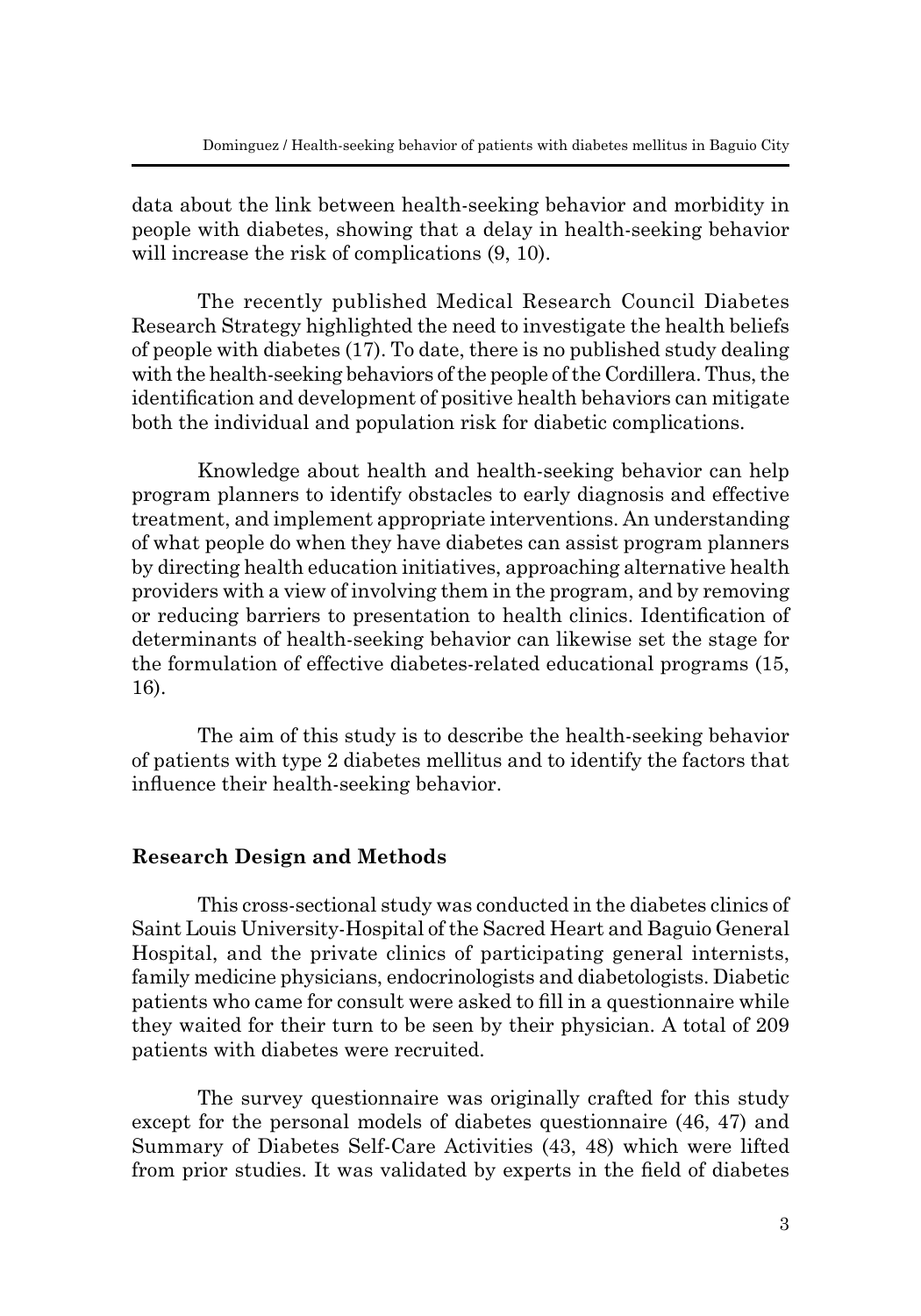data about the link between health-seeking behavior and morbidity in people with diabetes, showing that a delay in health-seeking behavior will increase the risk of complications (9, 10).

The recently published Medical Research Council Diabetes Research Strategy highlighted the need to investigate the health beliefs of people with diabetes (17). To date, there is no published study dealing with the health-seeking behaviors of the people of the Cordillera. Thus, the identification and development of positive health behaviors can mitigate both the individual and population risk for diabetic complications.

Knowledge about health and health-seeking behavior can help program planners to identify obstacles to early diagnosis and effective treatment, and implement appropriate interventions. An understanding of what people do when they have diabetes can assist program planners by directing health education initiatives, approaching alternative health providers with a view of involving them in the program, and by removing or reducing barriers to presentation to health clinics. Identification of determinants of health-seeking behavior can likewise set the stage for the formulation of effective diabetes-related educational programs (15, 16).

The aim of this study is to describe the health-seeking behavior of patients with type 2 diabetes mellitus and to identify the factors that influence their health-seeking behavior.

## Research Design and Methods

This cross-sectional study was conducted in the diabetes clinics of Saint Louis University-Hospital of the Sacred Heart and Baguio General Hospital, and the private clinics of participating general internists, family medicine physicians, endocrinologists and diabetologists. Diabetic patients who came for consult were asked to fill in a questionnaire while they waited for their turn to be seen by their physician. A total of 209 patients with diabetes were recruited.

The survey questionnaire was originally crafted for this study except for the personal models of diabetes questionnaire (46, 47) and Summary of Diabetes Self-Care Activities (43, 48) which were lifted from prior studies. It was validated by experts in the field of diabetes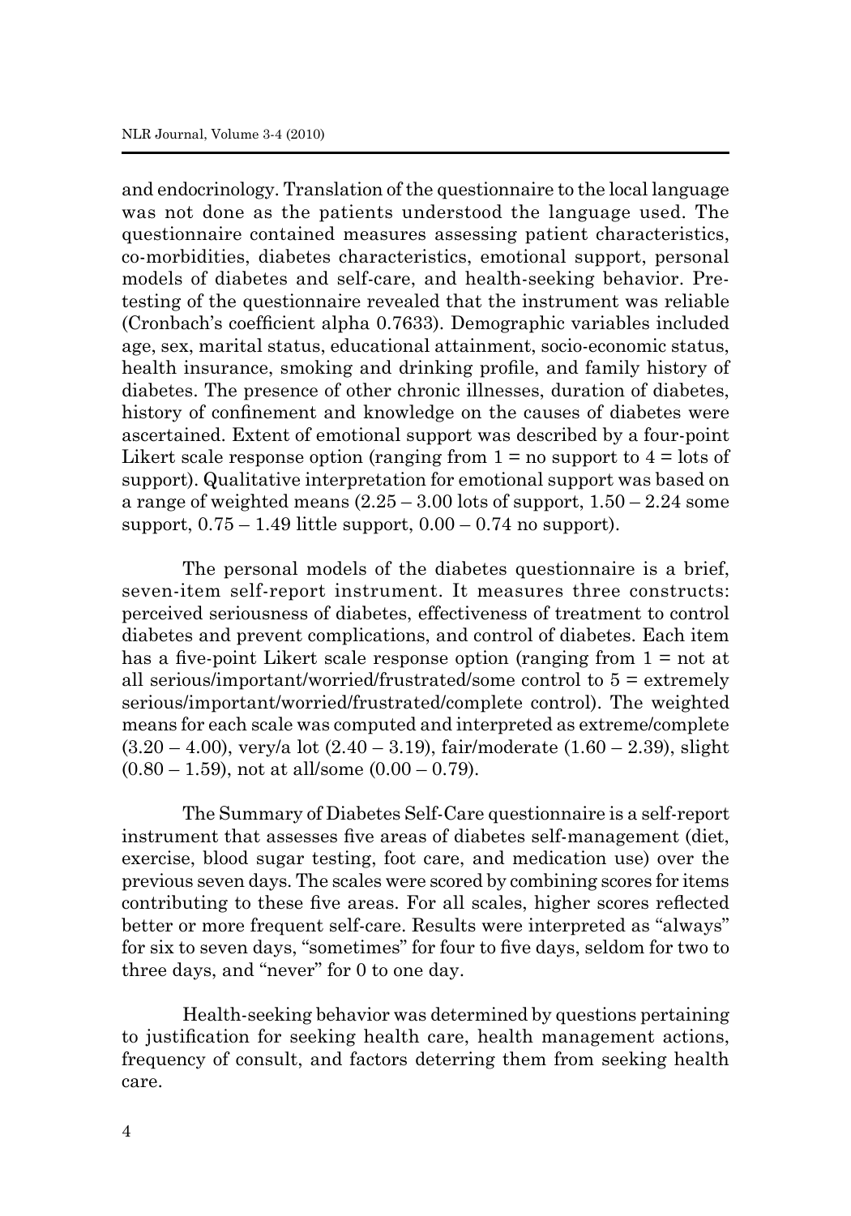and endocrinology. Translation of the questionnaire to the local language was not done as the patients understood the language used. The questionnaire contained measures assessing patient characteristics, co-morbidities, diabetes characteristics, emotional support, personal models of diabetes and self-care, and health-seeking behavior. Pre-testing of the questionnaire revealed that the instrument was reliable (Cronbach's coefficient alpha 0.7633). Demographic variables included age, sex, marital status, educational attainment, socio-economic status, health insurance, smoking and drinking profile, and family history of diabetes. The presence of other chronic illnesses, duration of diabetes, history of confinement and knowledge on the causes of diabetes were ascertained. Extent of emotional support was described by a four-point Likert scale response option (ranging from 1 = no support to 4 = lots of support). Qualitative interpretation for emotional support was based on a range of weighted means (2.25 – 3.00 lots of support, 1.50 – 2.24 some support, 0.75 – 1.49 little support, 0.00 – 0.74 no support).

The personal models of the diabetes questionnaire is a brief, seven-item self-report instrument. It measures three constructs: perceived seriousness of diabetes, effectiveness of treatment to control diabetes and prevent complications, and control of diabetes. Each item has a five-point Likert scale response option (ranging from 1 = not at all serious/important/worried/frustrated/some control to 5 = extremely serious/important/worried/frustrated/complete control). The weighted means for each scale was computed and interpreted as extreme/complete (3.20 – 4.00), very/a lot (2.40 – 3.19), fair/moderate (1.60 – 2.39), slight (0.80 – 1.59), not at all/some (0.00 – 0.79).

The Summary of Diabetes Self-Care questionnaire is a self-report instrument that assesses five areas of diabetes self-management (diet, exercise, blood sugar testing, foot care, and medication use) over the previous seven days. The scales were scored by combining scores for items contributing to these five areas. For all scales, higher scores reflected better or more frequent self-care. Results were interpreted as "always" for six to seven days, "sometimes" for four to five days, seldom for two to three days, and "never" for 0 to one day.

Health-seeking behavior was determined by questions pertaining to justification for seeking health care, health management actions, frequency of consult, and factors deterring them from seeking health care.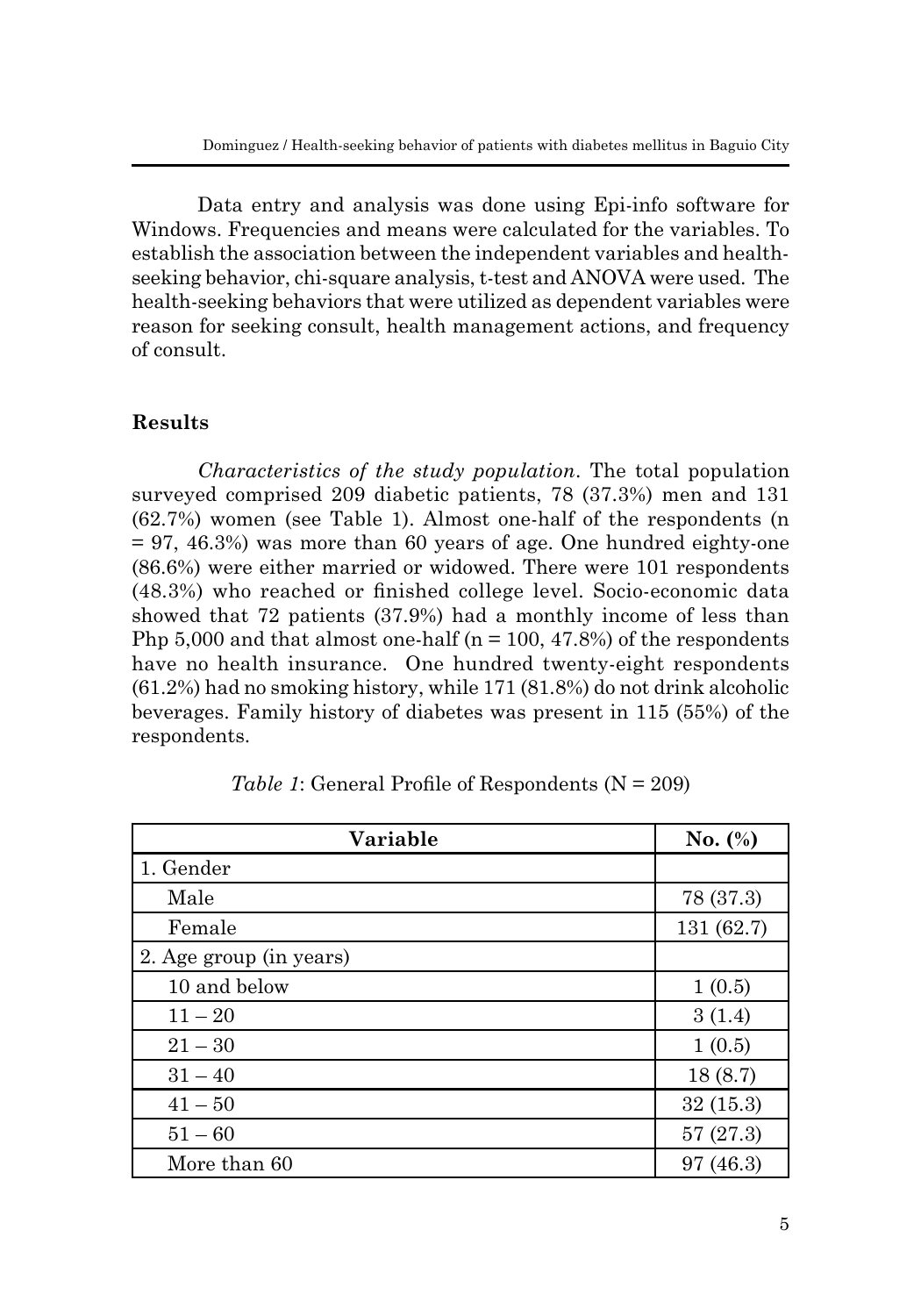Data entry and analysis was done using Epi-info software for Windows. Frequencies and means were calculated for the variables. To establish the association between the independent variables and health-seeking behavior, chi-square analysis, t-test and ANOVA were used. The health-seeking behaviors that were utilized as dependent variables were reason for seeking consult, health management actions, and frequency of consult.

## Results

*Characteristics of the study population*. The total population surveyed comprised 209 diabetic patients, 78 (37.3%) men and 131 (62.7%) women (see Table 1). Almost one-half of the respondents (n = 97, 46.3%) was more than 60 years of age. One hundred eighty-one (86.6%) were either married or widowed. There were 101 respondents (48.3%) who reached or finished college level. Socio-economic data showed that 72 patients (37.9%) had a monthly income of less than Php 5,000 and that almost one-half (n = 100, 47.8%) of the respondents have no health insurance. One hundred twenty-eight respondents (61.2%) had no smoking history, while 171 (81.8%) do not drink alcoholic beverages. Family history of diabetes was present in 115 (55%) of the respondents.

*Table 1*: General Profile of Respondents (N = 209)

| Variable | No. (%) |
|---|---|
| 1. Gender | |
| Male | 78 (37.3) |
| Female | 131 (62.7) |
| 2. Age group (in years) | |
| 10 and below | 1 (0.5) |
| 11 – 20 | 3 (1.4) |
| 21 – 30 | 1 (0.5) |
| 31 – 40 | 18 (8.7) |
| 41 – 50 | 32 (15.3) |
| 51 – 60 | 57 (27.3) |
| More than 60 | 97 (46.3) |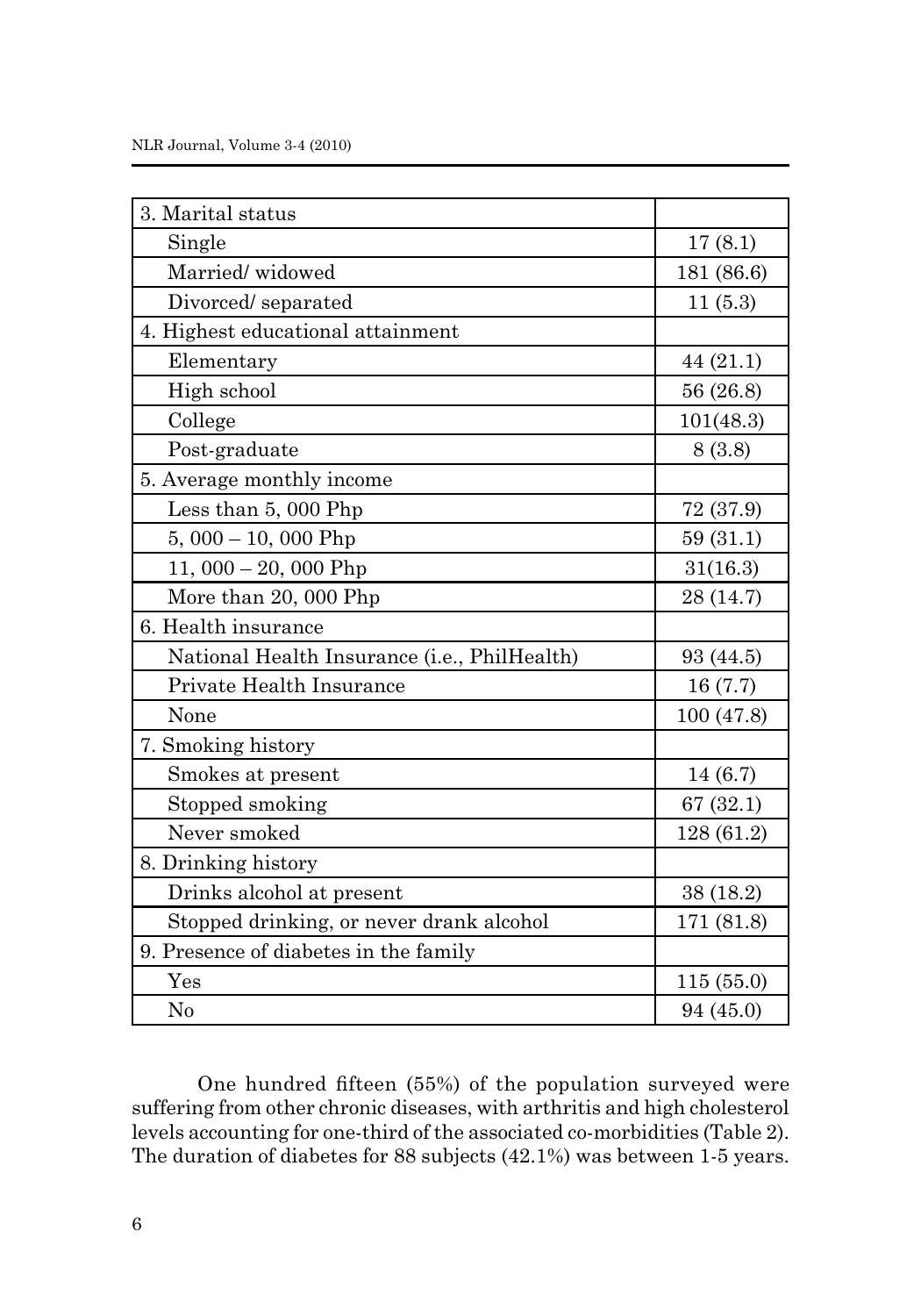| | |
|---|---|
| 3. Marital status | |
| Single | 17 (8.1) |
| Married/ widowed | 181 (86.6) |
| Divorced/ separated | 11 (5.3) |
| 4. Highest educational attainment | |
| Elementary | 44 (21.1) |
| High school | 56 (26.8) |
| College | 101(48.3) |
| Post-graduate | 8 (3.8) |
| 5. Average monthly income | |
| Less than 5, 000 Php | 72 (37.9) |
| 5, 000 – 10, 000 Php | 59 (31.1) |
| 11, 000 – 20, 000 Php | 31(16.3) |
| More than 20, 000 Php | 28 (14.7) |
| 6. Health insurance | |
| National Health Insurance (i.e., PhilHealth) | 93 (44.5) |
| Private Health Insurance | 16 (7.7) |
| None | 100 (47.8) |
| 7. Smoking history | |
| Smokes at present | 14 (6.7) |
| Stopped smoking | 67 (32.1) |
| Never smoked | 128 (61.2) |
| 8. Drinking history | |
| Drinks alcohol at present | 38 (18.2) |
| Stopped drinking, or never drank alcohol | 171 (81.8) |
| 9. Presence of diabetes in the family | |
| Yes | 115 (55.0) |
| No | 94 (45.0) |

One hundred fifteen (55%) of the population surveyed were suffering from other chronic diseases, with arthritis and high cholesterol levels accounting for one-third of the associated co-morbidities (Table 2). The duration of diabetes for 88 subjects (42.1%) was between 1-5 years.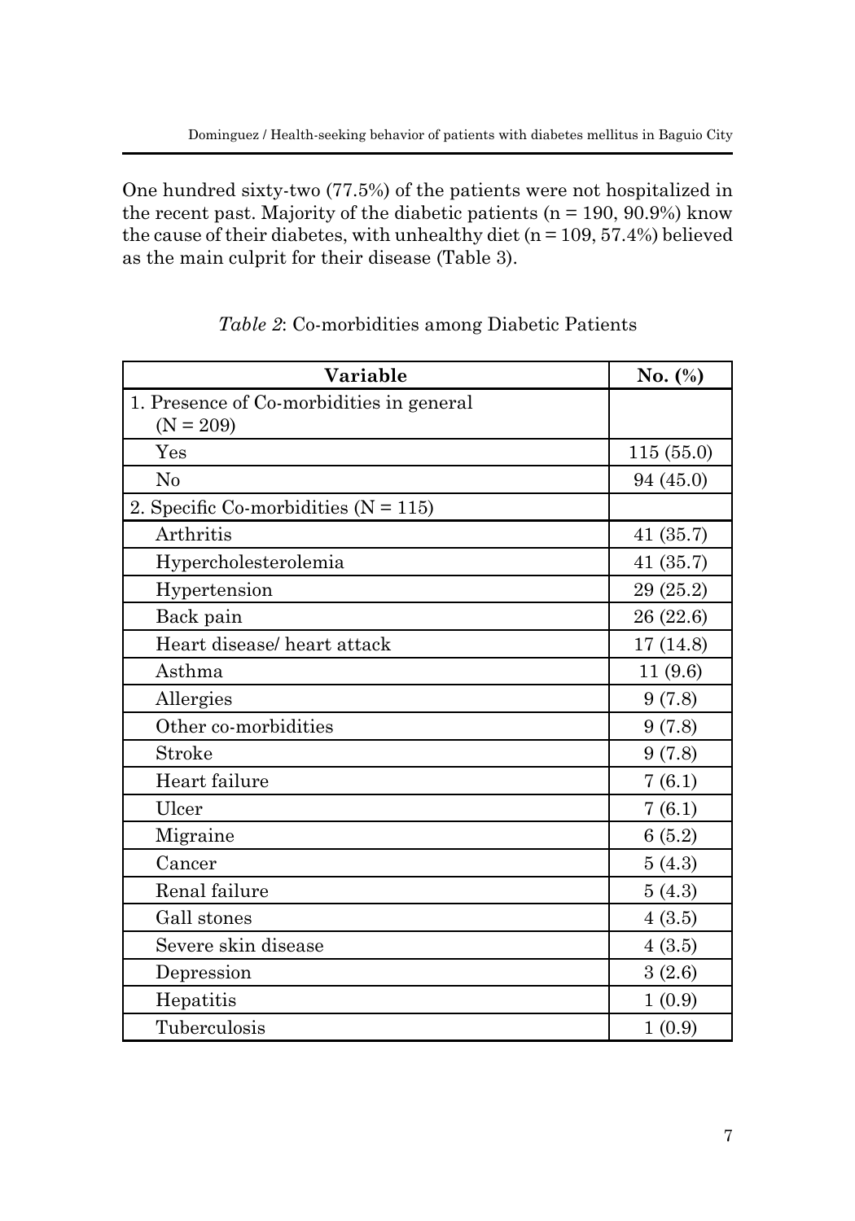One hundred sixty-two (77.5%) of the patients were not hospitalized in the recent past. Majority of the diabetic patients (n = 190, 90.9%) know the cause of their diabetes, with unhealthy diet (n = 109, 57.4%) believed as the main culprit for their disease (Table 3).

*Table 2*: Co-morbidities among Diabetic Patients

| Variable | No. (%) |
|---|---|
| 1. Presence of Co-morbidities in general (N = 209) | |
| Yes | 115 (55.0) |
| No | 94 (45.0) |
| 2. Specific Co-morbidities (N = 115) | |
| Arthritis | 41 (35.7) |
| Hypercholesterolemia | 41 (35.7) |
| Hypertension | 29 (25.2) |
| Back pain | 26 (22.6) |
| Heart disease/ heart attack | 17 (14.8) |
| Asthma | 11 (9.6) |
| Allergies | 9 (7.8) |
| Other co-morbidities | 9 (7.8) |
| Stroke | 9 (7.8) |
| Heart failure | 7 (6.1) |
| Ulcer | 7 (6.1) |
| Migraine | 6 (5.2) |
| Cancer | 5 (4.3) |
| Renal failure | 5 (4.3) |
| Gall stones | 4 (3.5) |
| Severe skin disease | 4 (3.5) |
| Depression | 3 (2.6) |
| Hepatitis | 1 (0.9) |
| Tuberculosis | 1 (0.9) |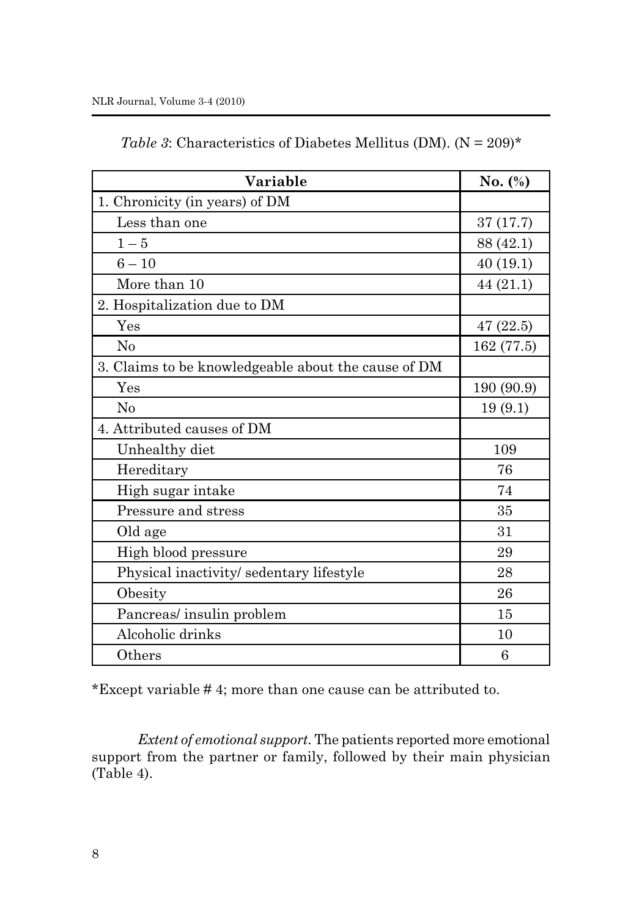*Table 3*: Characteristics of Diabetes Mellitus (DM). (N = 209)*

| Variable | No. (%) |
|---|---|
| 1. Chronicity (in years) of DM | |
| Less than one | 37 (17.7) |
| 1 – 5 | 88 (42.1) |
| 6 – 10 | 40 (19.1) |
| More than 10 | 44 (21.1) |
| 2. Hospitalization due to DM | |
| Yes | 47 (22.5) |
| No | 162 (77.5) |
| 3. Claims to be knowledgeable about the cause of DM | |
| Yes | 190 (90.9) |
| No | 19 (9.1) |
| 4. Attributed causes of DM | |
| Unhealthy diet | 109 |
| Hereditary | 76 |
| High sugar intake | 74 |
| Pressure and stress | 35 |
| Old age | 31 |
| High blood pressure | 29 |
| Physical inactivity/ sedentary lifestyle | 28 |
| Obesity | 26 |
| Pancreas/ insulin problem | 15 |
| Alcoholic drinks | 10 |
| Others | 6 |

*Except variable # 4; more than one cause can be attributed to.

*Extent of emotional support*. The patients reported more emotional support from the partner or family, followed by their main physician (Table 4).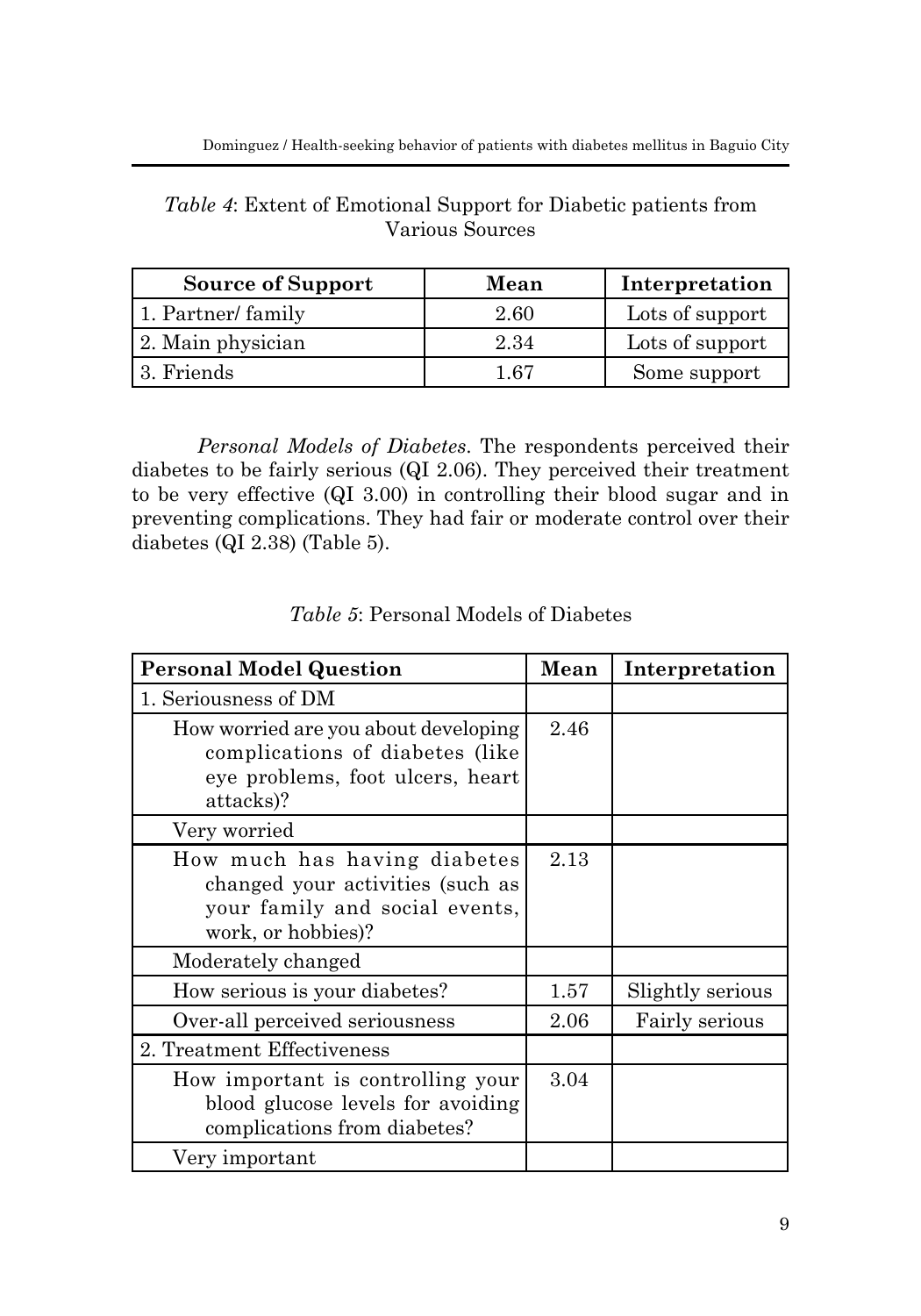*Table 4*: Extent of Emotional Support for Diabetic patients from Various Sources

| Source of Support | Mean | Interpretation |
|---|---|---|
| 1. Partner/ family | 2.60 | Lots of support |
| 2. Main physician | 2.34 | Lots of support |
| 3. Friends | 1.67 | Some support |

*Personal Models of Diabetes*. The respondents perceived their diabetes to be fairly serious (QI 2.06). They perceived their treatment to be very effective (QI 3.00) in controlling their blood sugar and in preventing complications. They had fair or moderate control over their diabetes (QI 2.38) (Table 5).

*Table 5*: Personal Models of Diabetes

| Personal Model Question | Mean | Interpretation |
|---|---|---|
| 1. Seriousness of DM | | |
| How worried are you about developing complications of diabetes (like eye problems, foot ulcers, heart attacks)? | 2.46 | |
| Very worried | | |
| How much has having diabetes changed your activities (such as your family and social events, work, or hobbies)? | 2.13 | |
| Moderately changed | | |
| How serious is your diabetes? | 1.57 | Slightly serious |
| Over-all perceived seriousness | 2.06 | Fairly serious |
| 2. Treatment Effectiveness | | |
| How important is controlling your blood glucose levels for avoiding complications from diabetes? | 3.04 | |
| Very important | | |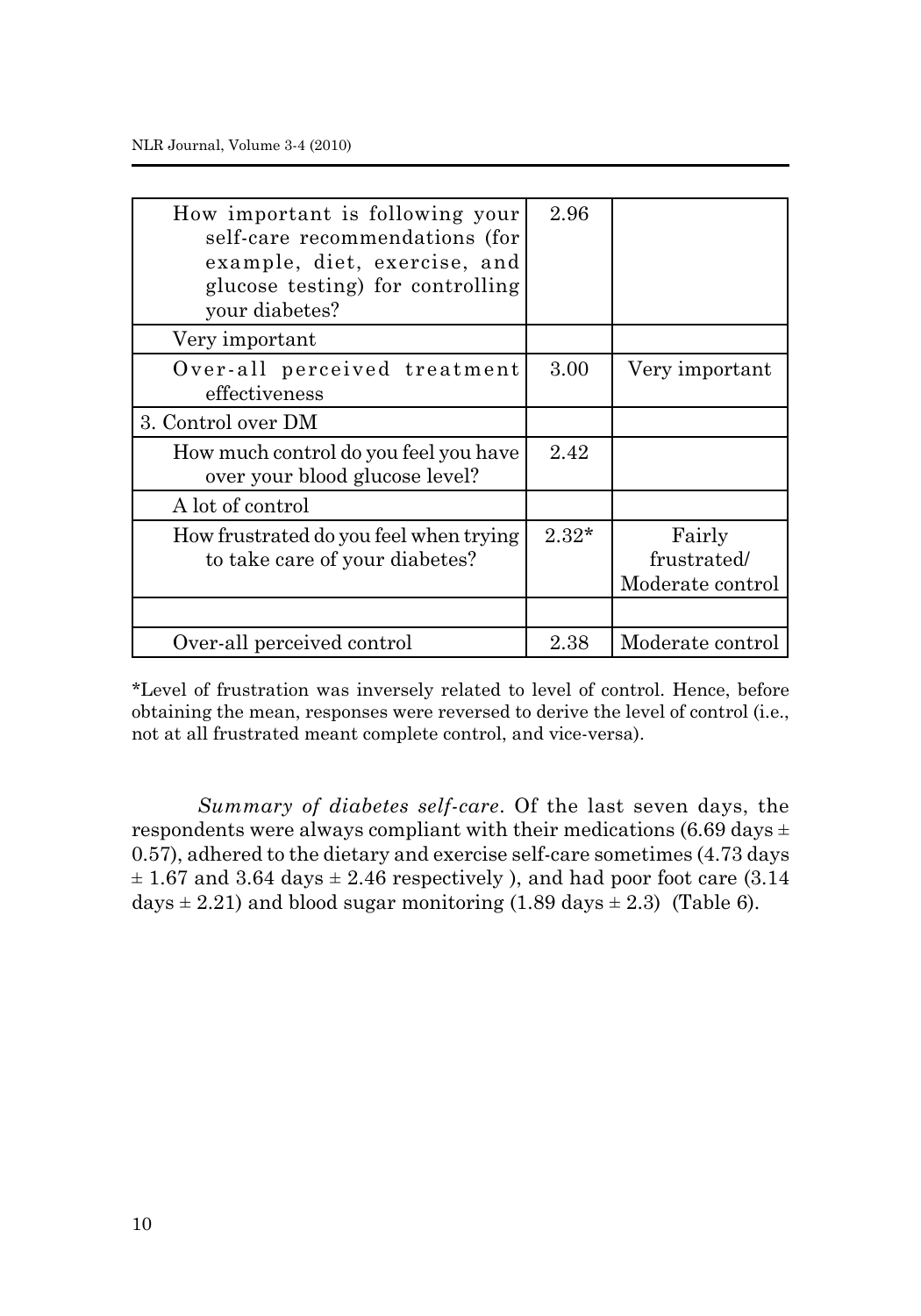| | | |
|---|---|---|
| How important is following your self-care recommendations (for example, diet, exercise, and glucose testing) for controlling your diabetes? | 2.96 | |
| Very important | | |
| Over-all perceived treatment effectiveness | 3.00 | Very important |
| 3. Control over DM | | |
| How much control do you feel you have over your blood glucose level? | 2.42 | |
| A lot of control | | |
| How frustrated do you feel when trying to take care of your diabetes? | 2.32* | Fairly frustrated/ Moderate control |
| | | |
| Over-all perceived control | 2.38 | Moderate control |

*Level of frustration was inversely related to level of control. Hence, before obtaining the mean, responses were reversed to derive the level of control (i.e., not at all frustrated meant complete control, and vice-versa).

*Summary of diabetes self-care*. Of the last seven days, the respondents were always compliant with their medications (6.69 days ± 0.57), adhered to the dietary and exercise self-care sometimes (4.73 days ± 1.67 and 3.64 days ± 2.46 respectively ), and had poor foot care (3.14 days ± 2.21) and blood sugar monitoring (1.89 days ± 2.3) (Table 6).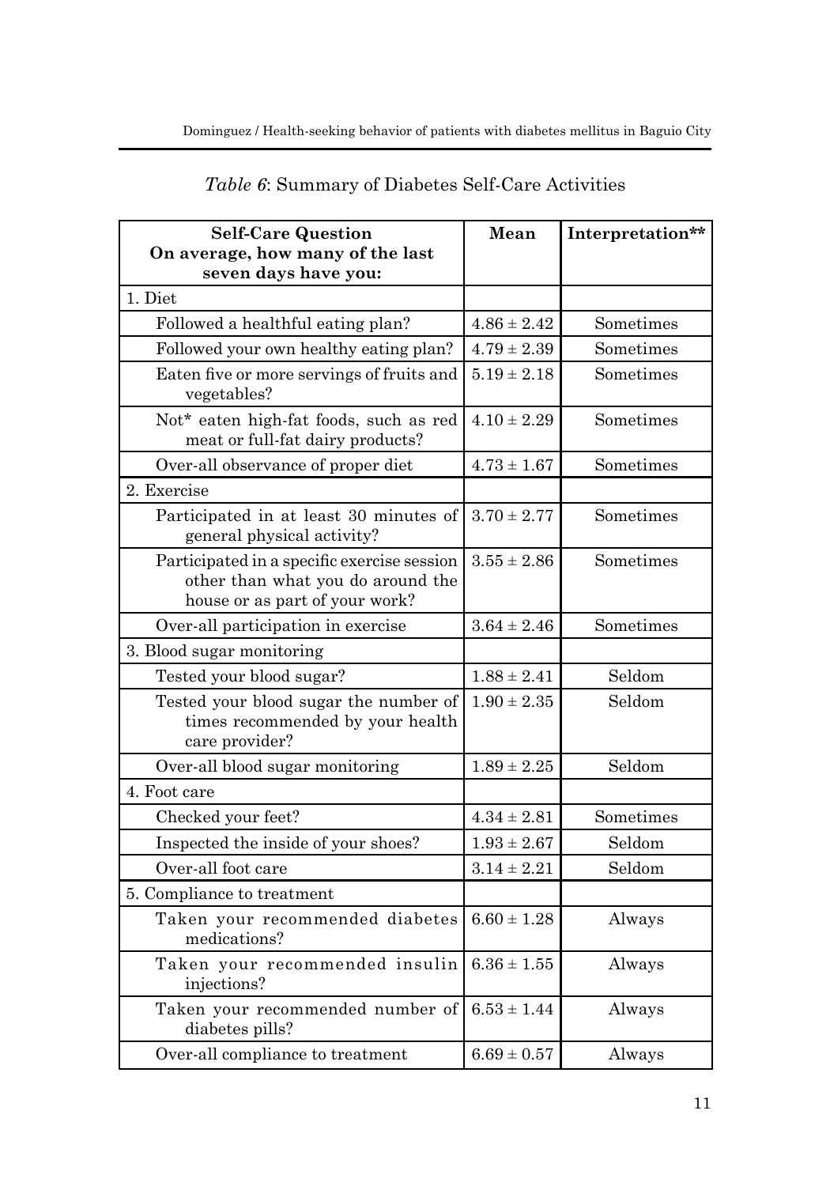*Table 6*: Summary of Diabetes Self-Care Activities

| **Self-Care Question On average, how many of the last seven days have you:** | **Mean** | **Interpretation\*\*** |
|---|---|---|
| 1. Diet | | |
| Followed a healthful eating plan? | $4.86 \pm 2.42$ | Sometimes |
| Followed your own healthy eating plan? | $4.79 \pm 2.39$ | Sometimes |
| Eaten five or more servings of fruits and vegetables? | $5.19 \pm 2.18$ | Sometimes |
| Not* eaten high-fat foods, such as red meat or full-fat dairy products? | $4.10 \pm 2.29$ | Sometimes |
| Over-all observance of proper diet | $4.73 \pm 1.67$ | Sometimes |
| 2. Exercise | | |
| Participated in at least 30 minutes of general physical activity? | $3.70 \pm 2.77$ | Sometimes |
| Participated in a specific exercise session other than what you do around the house or as part of your work? | $3.55 \pm 2.86$ | Sometimes |
| Over-all participation in exercise | $3.64 \pm 2.46$ | Sometimes |
| 3. Blood sugar monitoring | | |
| Tested your blood sugar? | $1.88 \pm 2.41$ | Seldom |
| Tested your blood sugar the number of times recommended by your health care provider? | $1.90 \pm 2.35$ | Seldom |
| Over-all blood sugar monitoring | $1.89 \pm 2.25$ | Seldom |
| 4. Foot care | | |
| Checked your feet? | $4.34 \pm 2.81$ | Sometimes |
| Inspected the inside of your shoes? | $1.93 \pm 2.67$ | Seldom |
| Over-all foot care | $3.14 \pm 2.21$ | Seldom |
| 5. Compliance to treatment | | |
| Taken your recommended diabetes medications? | $6.60 \pm 1.28$ | Always |
| Taken your recommended insulin injections? | $6.36 \pm 1.55$ | Always |
| Taken your recommended number of diabetes pills? | $6.53 \pm 1.44$ | Always |
| Over-all compliance to treatment | $6.69 \pm 0.57$ | Always |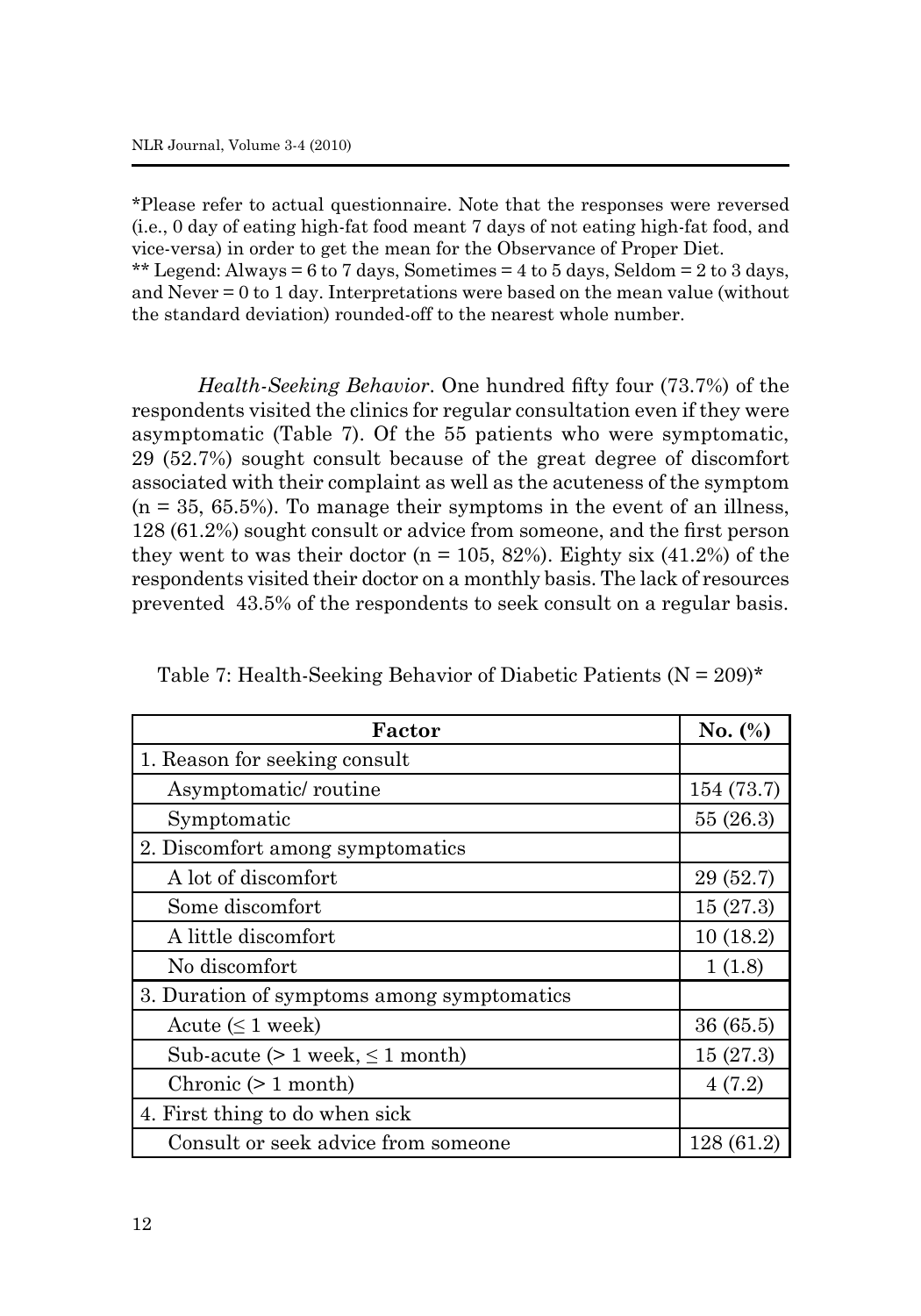*Please refer to actual questionnaire. Note that the responses were reversed (i.e., 0 day of eating high-fat food meant 7 days of not eating high-fat food, and vice-versa) in order to get the mean for the Observance of Proper Diet.
** Legend: Always = 6 to 7 days, Sometimes = 4 to 5 days, Seldom = 2 to 3 days, and Never = 0 to 1 day. Interpretations were based on the mean value (without the standard deviation) rounded-off to the nearest whole number.

*Health-Seeking Behavior*. One hundred fifty four (73.7%) of the respondents visited the clinics for regular consultation even if they were asymptomatic (Table 7). Of the 55 patients who were symptomatic, 29 (52.7%) sought consult because of the great degree of discomfort associated with their complaint as well as the acuteness of the symptom (n = 35, 65.5%). To manage their symptoms in the event of an illness, 128 (61.2%) sought consult or advice from someone, and the first person they went to was their doctor (n = 105, 82%). Eighty six (41.2%) of the respondents visited their doctor on a monthly basis. The lack of resources prevented 43.5% of the respondents to seek consult on a regular basis.

Table 7: Health-Seeking Behavior of Diabetic Patients (N = 209)*

| Factor | No. (%) |
|---|---|
| 1. Reason for seeking consult | |
| Asymptomatic/ routine | 154 (73.7) |
| Symptomatic | 55 (26.3) |
| 2. Discomfort among symptomatics | |
| A lot of discomfort | 29 (52.7) |
| Some discomfort | 15 (27.3) |
| A little discomfort | 10 (18.2) |
| No discomfort | 1 (1.8) |
| 3. Duration of symptoms among symptomatics | |
| Acute ($\leq$ 1 week) | 36 (65.5) |
| Sub-acute (> 1 week, $\leq$ 1 month) | 15 (27.3) |
| Chronic (> 1 month) | 4 (7.2) |
| 4. First thing to do when sick | |
| Consult or seek advice from someone | 128 (61.2) |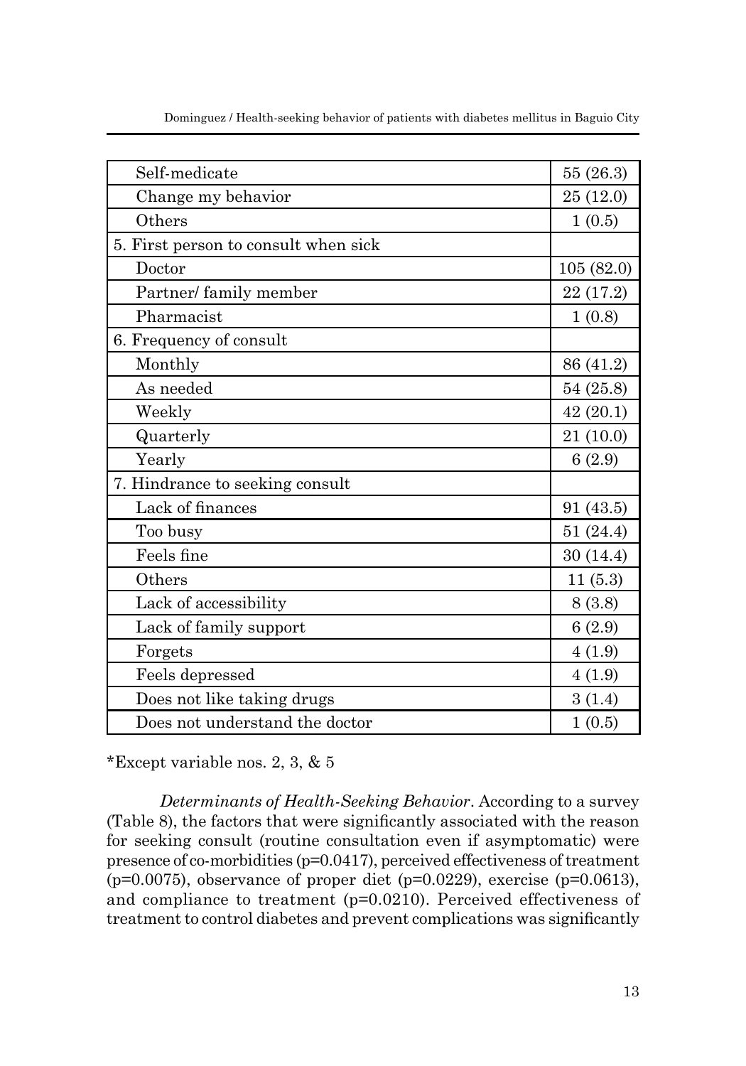| | |
|---|---|
| Self-medicate | 55 (26.3) |
| Change my behavior | 25 (12.0) |
| Others | 1 (0.5) |
| 5. First person to consult when sick | |
| Doctor | 105 (82.0) |
| Partner/ family member | 22 (17.2) |
| Pharmacist | 1 (0.8) |
| 6. Frequency of consult | |
| Monthly | 86 (41.2) |
| As needed | 54 (25.8) |
| Weekly | 42 (20.1) |
| Quarterly | 21 (10.0) |
| Yearly | 6 (2.9) |
| 7. Hindrance to seeking consult | |
| Lack of finances | 91 (43.5) |
| Too busy | 51 (24.4) |
| Feels fine | 30 (14.4) |
| Others | 11 (5.3) |
| Lack of accessibility | 8 (3.8) |
| Lack of family support | 6 (2.9) |
| Forgets | 4 (1.9) |
| Feels depressed | 4 (1.9) |
| Does not like taking drugs | 3 (1.4) |
| Does not understand the doctor | 1 (0.5) |

*Except variable nos. 2, 3, & 5

*Determinants of Health-Seeking Behavior*. According to a survey (Table 8), the factors that were significantly associated with the reason for seeking consult (routine consultation even if asymptomatic) were presence of co-morbidities ($p=0.0417$), perceived effectiveness of treatment ($p=0.0075$), observance of proper diet ($p=0.0229$), exercise ($p=0.0613$), and compliance to treatment ($p=0.0210$). Perceived effectiveness of treatment to control diabetes and prevent complications was significantly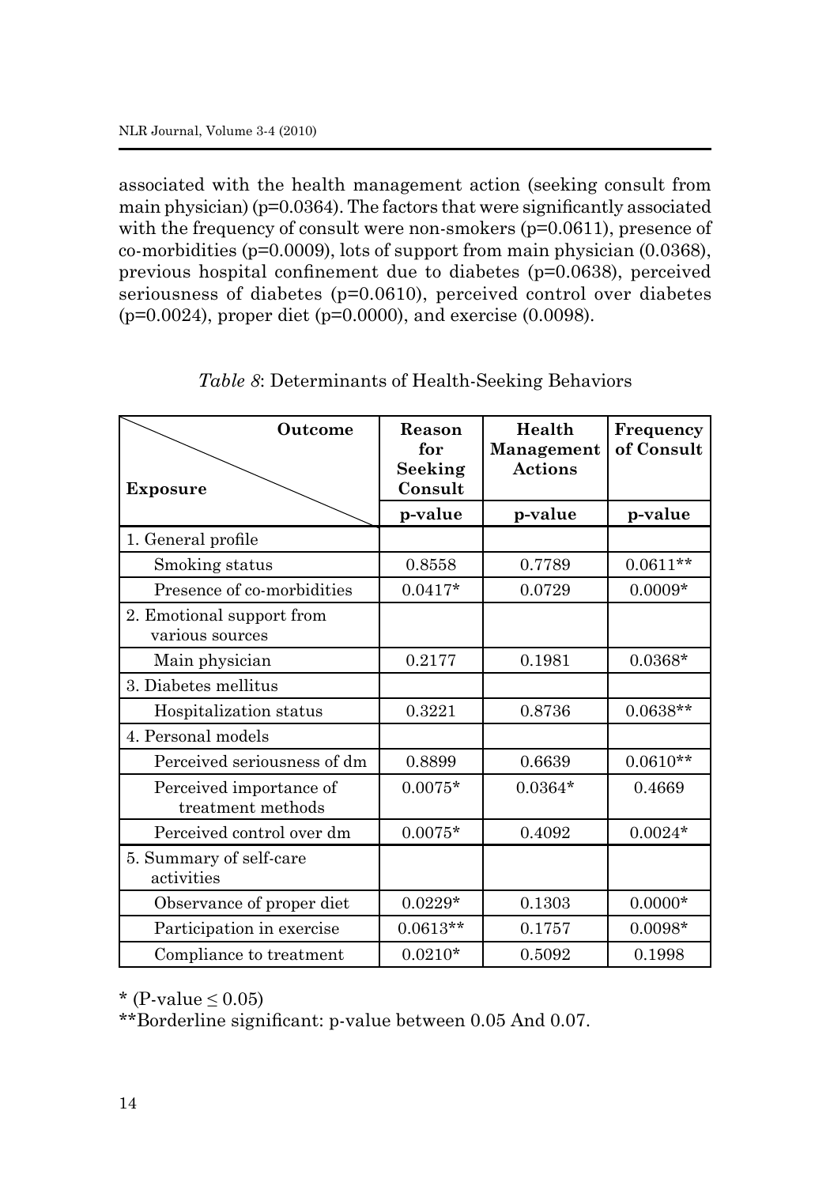associated with the health management action (seeking consult from main physician) (p=0.0364). The factors that were significantly associated with the frequency of consult were non-smokers (p=0.0611), presence of co-morbidities (p=0.0009), lots of support from main physician (0.0368), previous hospital confinement due to diabetes (p=0.0638), perceived seriousness of diabetes (p=0.0610), perceived control over diabetes (p=0.0024), proper diet (p=0.0000), and exercise (0.0098).

*Table 8*: Determinants of Health-Seeking Behaviors

| Exposure \ Outcome | Reason for Seeking Consult | Health Management Actions | Frequency of Consult |
|---|---|---|---|
| | p-value | p-value | p-value |
| 1. General profile | | | |
| Smoking status | 0.8558 | 0.7789 | 0.0611** |
| Presence of co-morbidities | 0.0417* | 0.0729 | 0.0009* |
| 2. Emotional support from various sources | | | |
| Main physician | 0.2177 | 0.1981 | 0.0368* |
| 3. Diabetes mellitus | | | |
| Hospitalization status | 0.3221 | 0.8736 | 0.0638** |
| 4. Personal models | | | |
| Perceived seriousness of dm | 0.8899 | 0.6639 | 0.0610** |
| Perceived importance of treatment methods | 0.0075* | 0.0364* | 0.4669 |
| Perceived control over dm | 0.0075* | 0.4092 | 0.0024* |
| 5. Summary of self-care activities | | | |
| Observance of proper diet | 0.0229* | 0.1303 | 0.0000* |
| Participation in exercise | 0.0613** | 0.1757 | 0.0098* |
| Compliance to treatment | 0.0210* | 0.5092 | 0.1998 |

* (P-value $\leq 0.05$)

**Borderline significant: p-value between 0.05 And 0.07.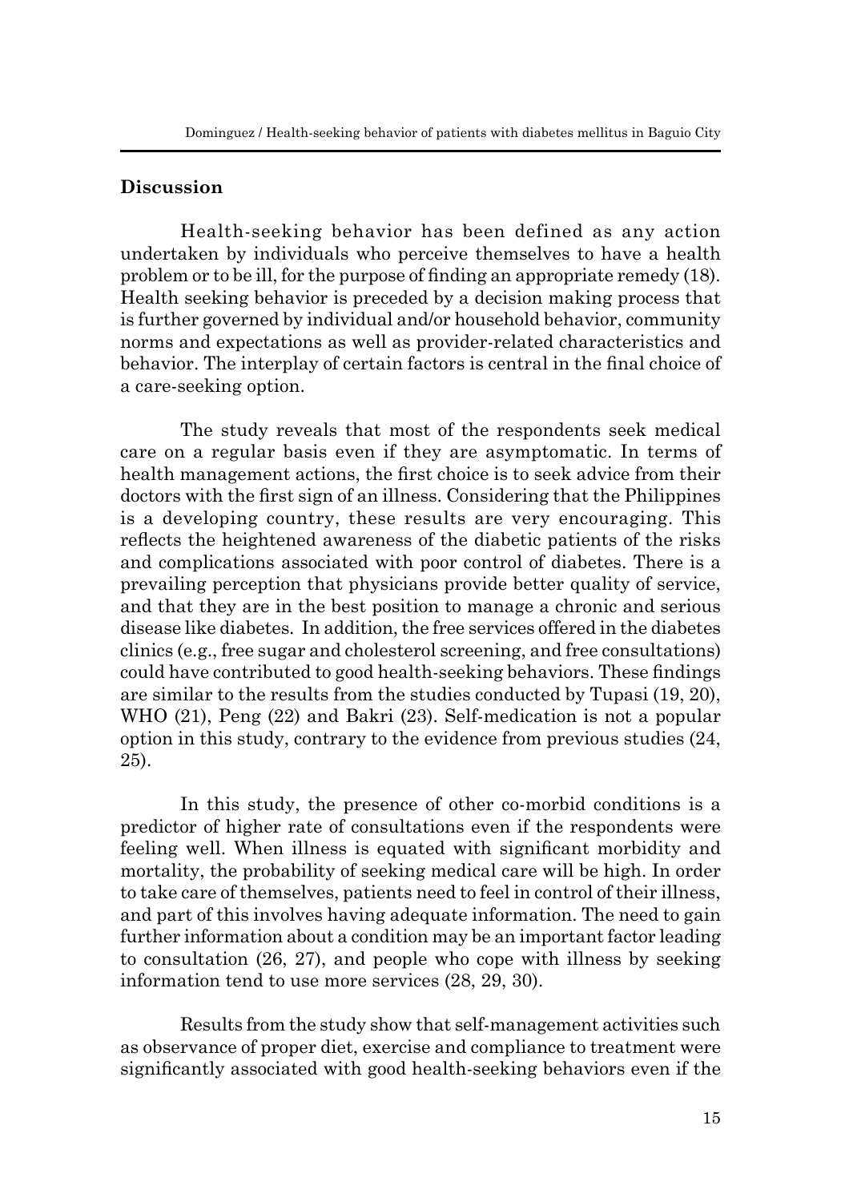## Discussion

Health-seeking behavior has been defined as any action undertaken by individuals who perceive themselves to have a health problem or to be ill, for the purpose of finding an appropriate remedy (18). Health seeking behavior is preceded by a decision making process that is further governed by individual and/or household behavior, community norms and expectations as well as provider-related characteristics and behavior. The interplay of certain factors is central in the final choice of a care-seeking option.

The study reveals that most of the respondents seek medical care on a regular basis even if they are asymptomatic. In terms of health management actions, the first choice is to seek advice from their doctors with the first sign of an illness. Considering that the Philippines is a developing country, these results are very encouraging. This reflects the heightened awareness of the diabetic patients of the risks and complications associated with poor control of diabetes. There is a prevailing perception that physicians provide better quality of service, and that they are in the best position to manage a chronic and serious disease like diabetes. In addition, the free services offered in the diabetes clinics (e.g., free sugar and cholesterol screening, and free consultations) could have contributed to good health-seeking behaviors. These findings are similar to the results from the studies conducted by Tupasi (19, 20), WHO (21), Peng (22) and Bakri (23). Self-medication is not a popular option in this study, contrary to the evidence from previous studies (24, 25).

In this study, the presence of other co-morbid conditions is a predictor of higher rate of consultations even if the respondents were feeling well. When illness is equated with significant morbidity and mortality, the probability of seeking medical care will be high. In order to take care of themselves, patients need to feel in control of their illness, and part of this involves having adequate information. The need to gain further information about a condition may be an important factor leading to consultation (26, 27), and people who cope with illness by seeking information tend to use more services (28, 29, 30).

Results from the study show that self-management activities such as observance of proper diet, exercise and compliance to treatment were significantly associated with good health-seeking behaviors even if the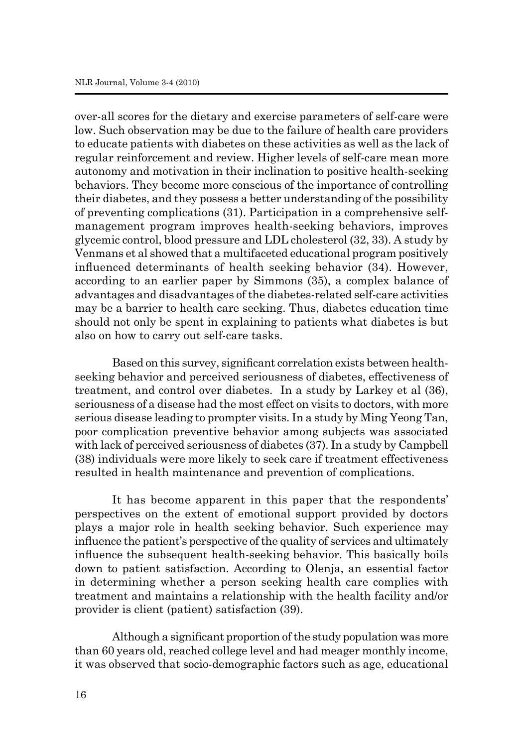over-all scores for the dietary and exercise parameters of self-care were low. Such observation may be due to the failure of health care providers to educate patients with diabetes on these activities as well as the lack of regular reinforcement and review. Higher levels of self-care mean more autonomy and motivation in their inclination to positive health-seeking behaviors. They become more conscious of the importance of controlling their diabetes, and they possess a better understanding of the possibility of preventing complications (31). Participation in a comprehensive self-management program improves health-seeking behaviors, improves glycemic control, blood pressure and LDL cholesterol (32, 33). A study by Venmans et al showed that a multifaceted educational program positively influenced determinants of health seeking behavior (34). However, according to an earlier paper by Simmons (35), a complex balance of advantages and disadvantages of the diabetes-related self-care activities may be a barrier to health care seeking. Thus, diabetes education time should not only be spent in explaining to patients what diabetes is but also on how to carry out self-care tasks.

Based on this survey, significant correlation exists between health-seeking behavior and perceived seriousness of diabetes, effectiveness of treatment, and control over diabetes. In a study by Larkey et al (36), seriousness of a disease had the most effect on visits to doctors, with more serious disease leading to prompter visits. In a study by Ming Yeong Tan, poor complication preventive behavior among subjects was associated with lack of perceived seriousness of diabetes (37). In a study by Campbell (38) individuals were more likely to seek care if treatment effectiveness resulted in health maintenance and prevention of complications.

It has become apparent in this paper that the respondents' perspectives on the extent of emotional support provided by doctors plays a major role in health seeking behavior. Such experience may influence the patient's perspective of the quality of services and ultimately influence the subsequent health-seeking behavior. This basically boils down to patient satisfaction. According to Olenja, an essential factor in determining whether a person seeking health care complies with treatment and maintains a relationship with the health facility and/or provider is client (patient) satisfaction (39).

Although a significant proportion of the study population was more than 60 years old, reached college level and had meager monthly income, it was observed that socio-demographic factors such as age, educational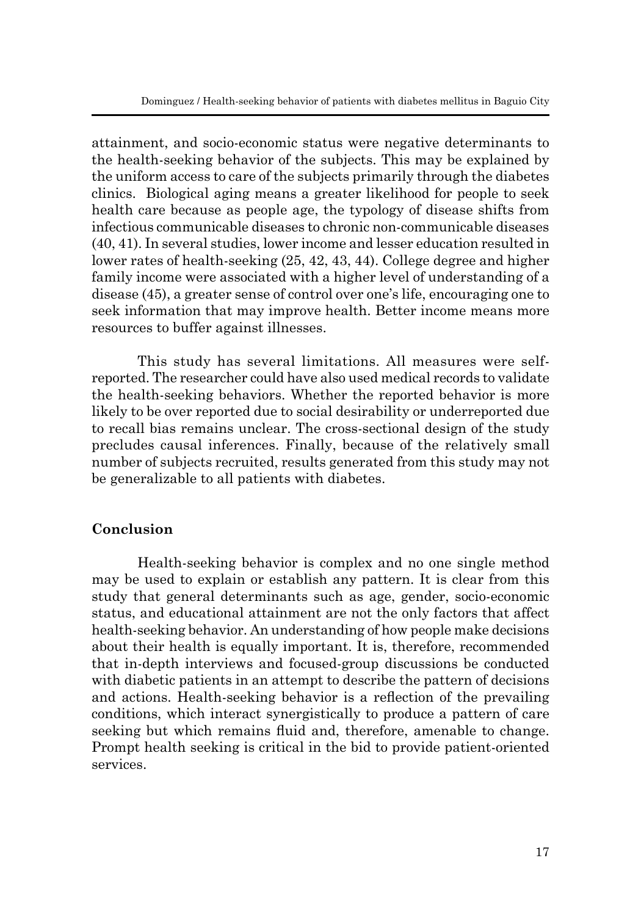attainment, and socio-economic status were negative determinants to the health-seeking behavior of the subjects. This may be explained by the uniform access to care of the subjects primarily through the diabetes clinics. Biological aging means a greater likelihood for people to seek health care because as people age, the typology of disease shifts from infectious communicable diseases to chronic non-communicable diseases (40, 41). In several studies, lower income and lesser education resulted in lower rates of health-seeking (25, 42, 43, 44). College degree and higher family income were associated with a higher level of understanding of a disease (45), a greater sense of control over one's life, encouraging one to seek information that may improve health. Better income means more resources to buffer against illnesses.

This study has several limitations. All measures were self-reported. The researcher could have also used medical records to validate the health-seeking behaviors. Whether the reported behavior is more likely to be over reported due to social desirability or underreported due to recall bias remains unclear. The cross-sectional design of the study precludes causal inferences. Finally, because of the relatively small number of subjects recruited, results generated from this study may not be generalizable to all patients with diabetes.

## Conclusion

Health-seeking behavior is complex and no one single method may be used to explain or establish any pattern. It is clear from this study that general determinants such as age, gender, socio-economic status, and educational attainment are not the only factors that affect health-seeking behavior. An understanding of how people make decisions about their health is equally important. It is, therefore, recommended that in-depth interviews and focused-group discussions be conducted with diabetic patients in an attempt to describe the pattern of decisions and actions. Health-seeking behavior is a reflection of the prevailing conditions, which interact synergistically to produce a pattern of care seeking but which remains fluid and, therefore, amenable to change. Prompt health seeking is critical in the bid to provide patient-oriented services.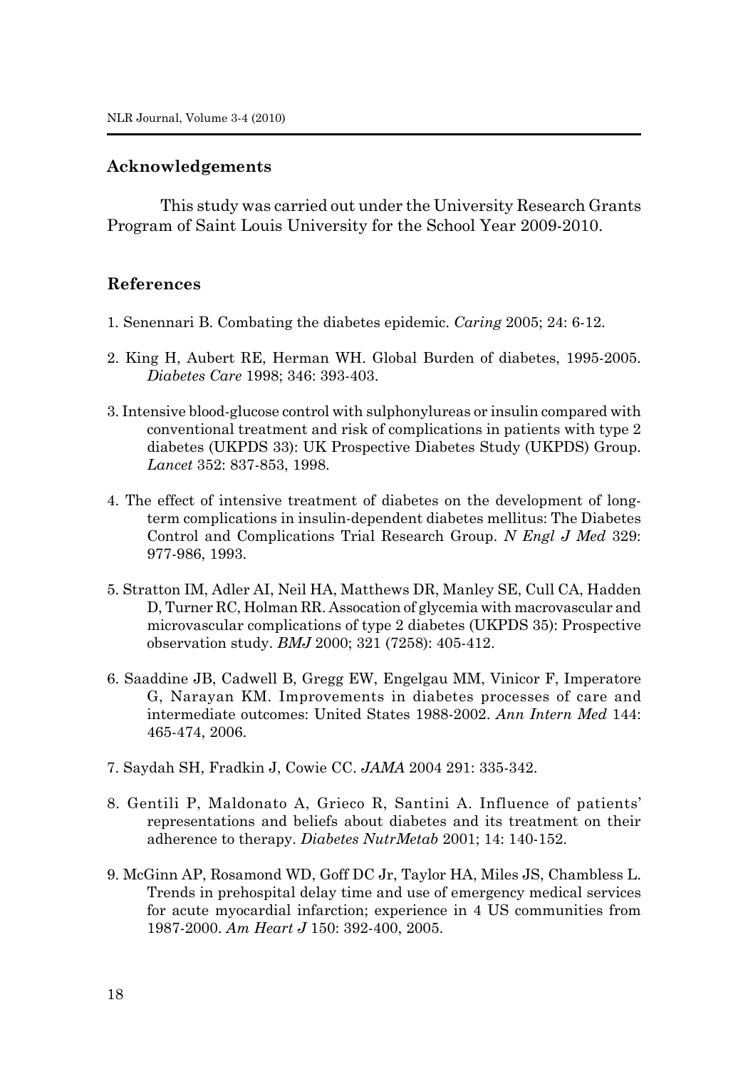## Acknowledgements

This study was carried out under the University Research Grants Program of Saint Louis University for the School Year 2009-2010.

## References

1. Senennari B. Combating the diabetes epidemic. *Caring* 2005; 24: 6-12.

2. King H, Aubert RE, Herman WH. Global Burden of diabetes, 1995-2005. *Diabetes Care* 1998; 346: 393-403.

3. Intensive blood-glucose control with sulphonylureas or insulin compared with conventional treatment and risk of complications in patients with type 2 diabetes (UKPDS 33): UK Prospective Diabetes Study (UKPDS) Group. *Lancet* 352: 837-853, 1998.

4. The effect of intensive treatment of diabetes on the development of long-term complications in insulin-dependent diabetes mellitus: The Diabetes Control and Complications Trial Research Group. *N Engl J Med* 329: 977-986, 1993.

5. Stratton IM, Adler AI, Neil HA, Matthews DR, Manley SE, Cull CA, Hadden D, Turner RC, Holman RR. Assocation of glycemia with macrovascular and microvascular complications of type 2 diabetes (UKPDS 35): Prospective observation study. *BMJ* 2000; 321 (7258): 405-412.

6. Saaddine JB, Cadwell B, Gregg EW, Engelgau MM, Vinicor F, Imperatore G, Narayan KM. Improvements in diabetes processes of care and intermediate outcomes: United States 1988-2002. *Ann Intern Med* 144: 465-474, 2006.

7. Saydah SH, Fradkin J, Cowie CC. *JAMA* 2004 291: 335-342.

8. Gentili P, Maldonato A, Grieco R, Santini A. Influence of patients' representations and beliefs about diabetes and its treatment on their adherence to therapy. *Diabetes NutrMetab* 2001; 14: 140-152.

9. McGinn AP, Rosamond WD, Goff DC Jr, Taylor HA, Miles JS, Chambless L. Trends in prehospital delay time and use of emergency medical services for acute myocardial infarction; experience in 4 US communities from 1987-2000. *Am Heart J* 150: 392-400, 2005.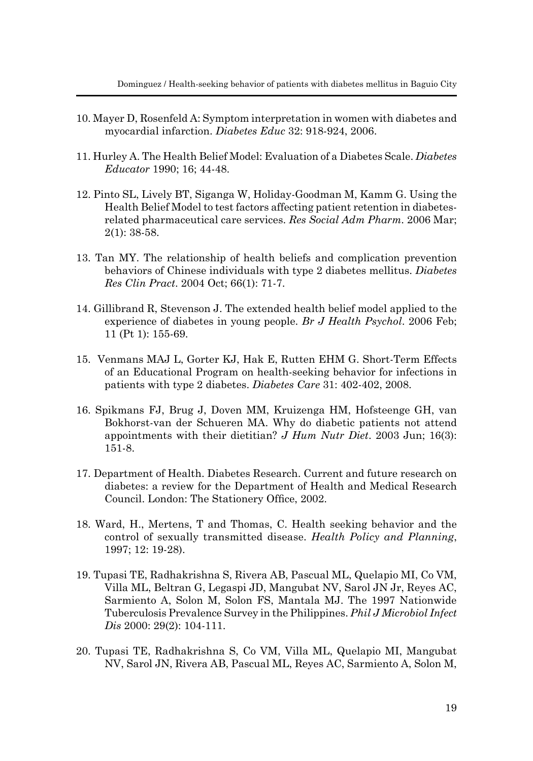10. Mayer D, Rosenfeld A: Symptom interpretation in women with diabetes and myocardial infarction. *Diabetes Educ* 32: 918-924, 2006.

11. Hurley A. The Health Belief Model: Evaluation of a Diabetes Scale. *Diabetes Educator* 1990; 16; 44-48.

12. Pinto SL, Lively BT, Siganga W, Holiday-Goodman M, Kamm G. Using the Health Belief Model to test factors affecting patient retention in diabetes-related pharmaceutical care services. *Res Social Adm Pharm*. 2006 Mar; 2(1): 38-58.

13. Tan MY. The relationship of health beliefs and complication prevention behaviors of Chinese individuals with type 2 diabetes mellitus. *Diabetes Res Clin Pract*. 2004 Oct; 66(1): 71-7.

14. Gillibrand R, Stevenson J. The extended health belief model applied to the experience of diabetes in young people. *Br J Health Psychol*. 2006 Feb; 11 (Pt 1): 155-69.

15. Venmans MAJ L, Gorter KJ, Hak E, Rutten EHM G. Short-Term Effects of an Educational Program on health-seeking behavior for infections in patients with type 2 diabetes. *Diabetes Care* 31: 402-402, 2008.

16. Spikmans FJ, Brug J, Doven MM, Kruizenga HM, Hofsteenge GH, van Bokhorst-van der Schueren MA. Why do diabetic patients not attend appointments with their dietitian? *J Hum Nutr Diet*. 2003 Jun; 16(3): 151-8.

17. Department of Health. Diabetes Research. Current and future research on diabetes: a review for the Department of Health and Medical Research Council. London: The Stationery Office, 2002.

18. Ward, H., Mertens, T and Thomas, C. Health seeking behavior and the control of sexually transmitted disease. *Health Policy and Planning*, 1997; 12: 19-28).

19. Tupasi TE, Radhakrishna S, Rivera AB, Pascual ML, Quelapio MI, Co VM, Villa ML, Beltran G, Legaspi JD, Mangubat NV, Sarol JN Jr, Reyes AC, Sarmiento A, Solon M, Solon FS, Mantala MJ. The 1997 Nationwide Tuberculosis Prevalence Survey in the Philippines. *Phil J Microbiol Infect Dis* 2000: 29(2): 104-111.

20. Tupasi TE, Radhakrishna S, Co VM, Villa ML, Quelapio MI, Mangubat NV, Sarol JN, Rivera AB, Pascual ML, Reyes AC, Sarmiento A, Solon M,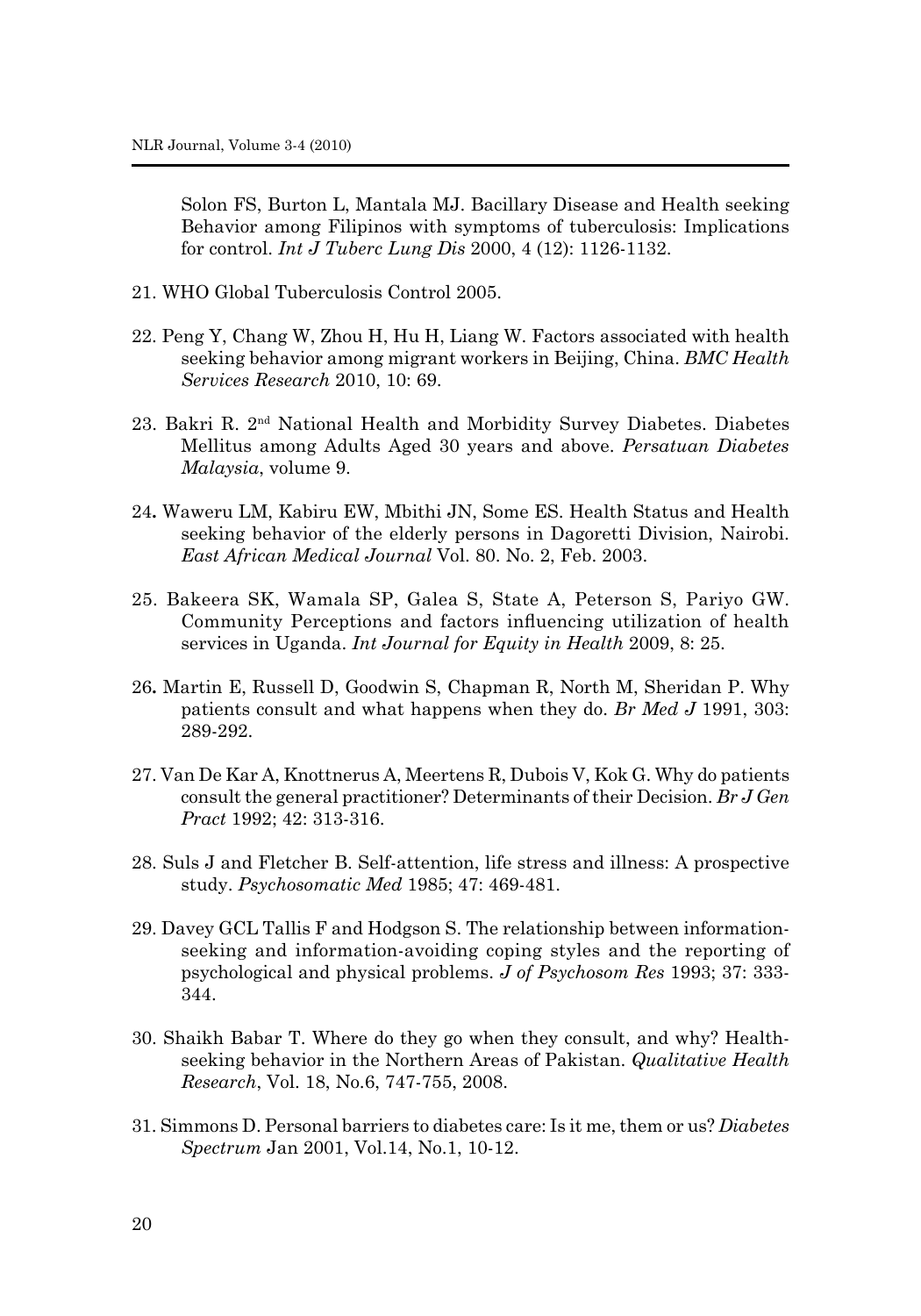Solon FS, Burton L, Mantala MJ. Bacillary Disease and Health seeking Behavior among Filipinos with symptoms of tuberculosis: Implications for control. *Int J Tuberc Lung Dis* 2000, 4 (12): 1126-1132.

21. WHO Global Tuberculosis Control 2005.

22. Peng Y, Chang W, Zhou H, Hu H, Liang W. Factors associated with health seeking behavior among migrant workers in Beijing, China. *BMC Health Services Research* 2010, 10: 69.

23. Bakri R. 2nd National Health and Morbidity Survey Diabetes. Diabetes Mellitus among Adults Aged 30 years and above. *Persatuan Diabetes Malaysia*, volume 9.

24. Waweru LM, Kabiru EW, Mbithi JN, Some ES. Health Status and Health seeking behavior of the elderly persons in Dagoretti Division, Nairobi. *East African Medical Journal* Vol. 80. No. 2, Feb. 2003.

25. Bakeera SK, Wamala SP, Galea S, State A, Peterson S, Pariyo GW. Community Perceptions and factors influencing utilization of health services in Uganda. *Int Journal for Equity in Health* 2009, 8: 25.

26. Martin E, Russell D, Goodwin S, Chapman R, North M, Sheridan P. Why patients consult and what happens when they do. *Br Med J* 1991, 303: 289-292.

27. Van De Kar A, Knottnerus A, Meertens R, Dubois V, Kok G. Why do patients consult the general practitioner? Determinants of their Decision. *Br J Gen Pract* 1992; 42: 313-316.

28. Suls J and Fletcher B. Self-attention, life stress and illness: A prospective study. *Psychosomatic Med* 1985; 47: 469-481.

29. Davey GCL Tallis F and Hodgson S. The relationship between information-seeking and information-avoiding coping styles and the reporting of psychological and physical problems. *J of Psychosom Res* 1993; 37: 333-344.

30. Shaikh Babar T. Where do they go when they consult, and why? Health-seeking behavior in the Northern Areas of Pakistan. *Qualitative Health Research*, Vol. 18, No.6, 747-755, 2008.

31. Simmons D. Personal barriers to diabetes care: Is it me, them or us? *Diabetes Spectrum* Jan 2001, Vol.14, No.1, 10-12.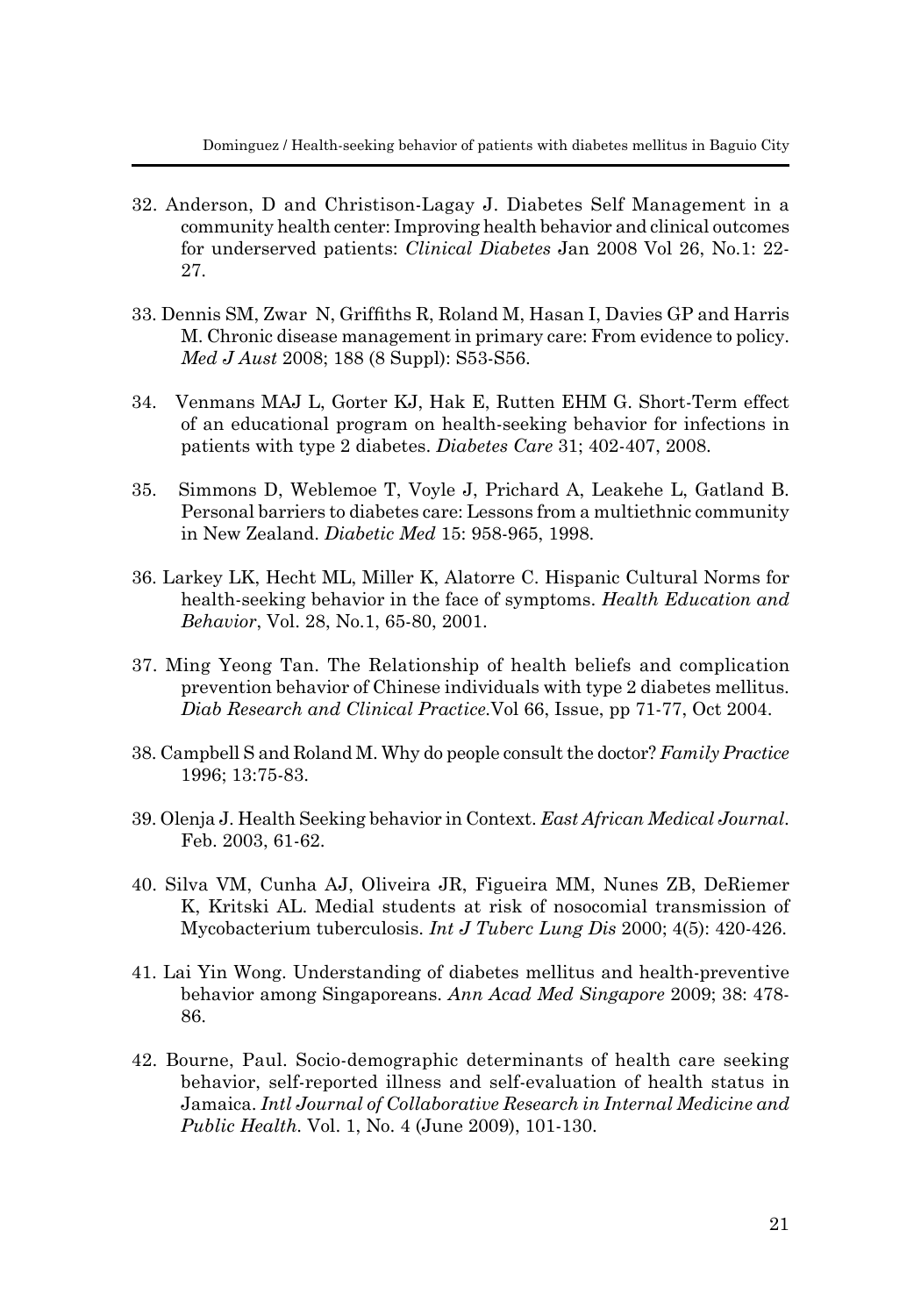32. Anderson, D and Christison-Lagay J. Diabetes Self Management in a community health center: Improving health behavior and clinical outcomes for underserved patients: *Clinical Diabetes* Jan 2008 Vol 26, No.1: 22-27.

33. Dennis SM, Zwar N, Griffiths R, Roland M, Hasan I, Davies GP and Harris M. Chronic disease management in primary care: From evidence to policy. *Med J Aust* 2008; 188 (8 Suppl): S53-S56.

34. Venmans MAJ L, Gorter KJ, Hak E, Rutten EHM G. Short-Term effect of an educational program on health-seeking behavior for infections in patients with type 2 diabetes. *Diabetes Care* 31; 402-407, 2008.

35. Simmons D, Weblemoe T, Voyle J, Prichard A, Leakehe L, Gatland B. Personal barriers to diabetes care: Lessons from a multiethnic community in New Zealand. *Diabetic Med* 15: 958-965, 1998.

36. Larkey LK, Hecht ML, Miller K, Alatorre C. Hispanic Cultural Norms for health-seeking behavior in the face of symptoms. *Health Education and Behavior*, Vol. 28, No.1, 65-80, 2001.

37. Ming Yeong Tan. The Relationship of health beliefs and complication prevention behavior of Chinese individuals with type 2 diabetes mellitus. *Diab Research and Clinical Practice.*Vol 66, Issue, pp 71-77, Oct 2004.

38. Campbell S and Roland M. Why do people consult the doctor? *Family Practice* 1996; 13:75-83.

39. Olenja J. Health Seeking behavior in Context. *East African Medical Journal*. Feb. 2003, 61-62.

40. Silva VM, Cunha AJ, Oliveira JR, Figueira MM, Nunes ZB, DeRiemer K, Kritski AL. Medial students at risk of nosocomial transmission of Mycobacterium tuberculosis. *Int J Tuberc Lung Dis* 2000; 4(5): 420-426.

41. Lai Yin Wong. Understanding of diabetes mellitus and health-preventive behavior among Singaporeans. *Ann Acad Med Singapore* 2009; 38: 478-86.

42. Bourne, Paul. Socio-demographic determinants of health care seeking behavior, self-reported illness and self-evaluation of health status in Jamaica. *Intl Journal of Collaborative Research in Internal Medicine and Public Health.* Vol. 1, No. 4 (June 2009), 101-130.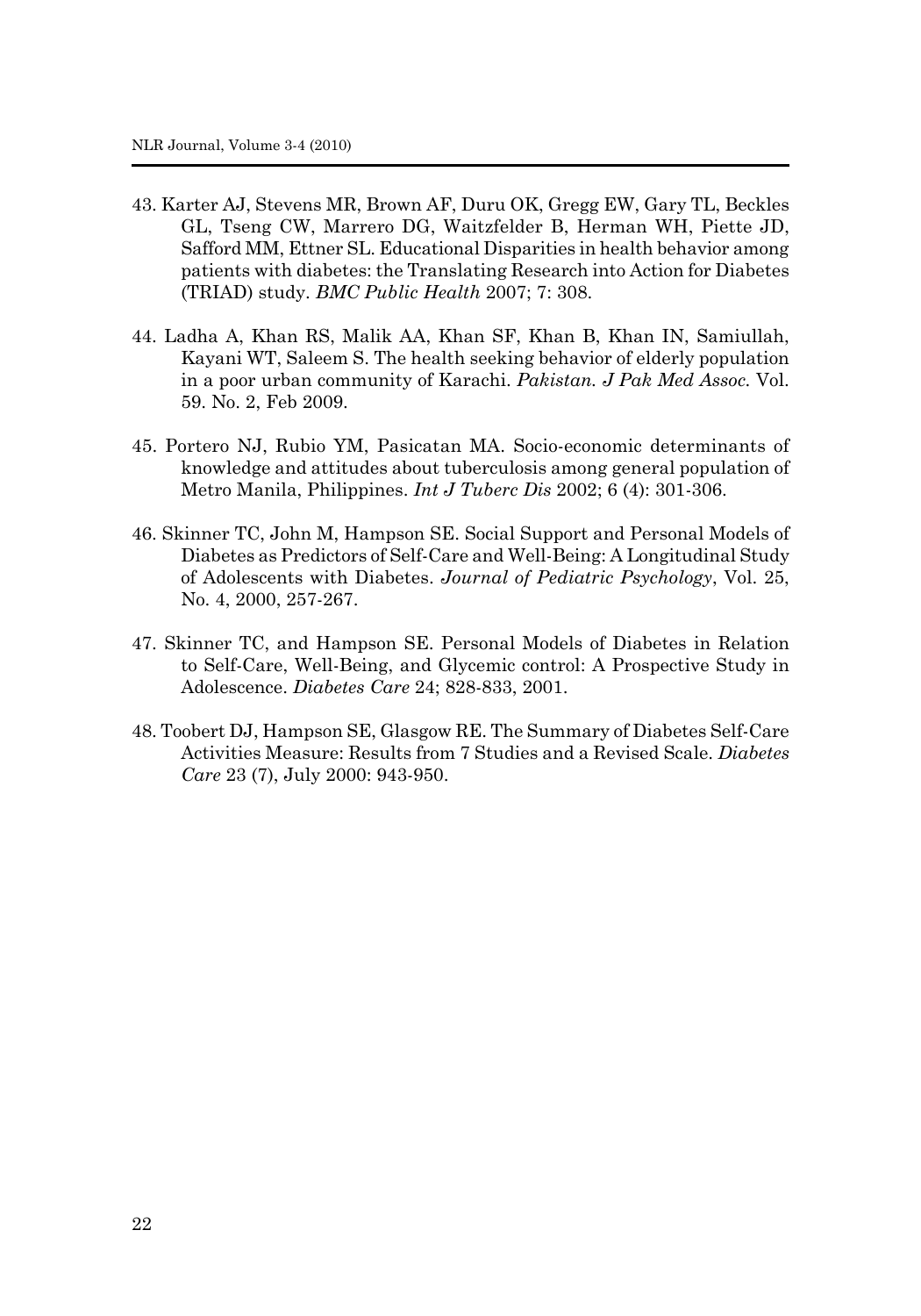43. Karter AJ, Stevens MR, Brown AF, Duru OK, Gregg EW, Gary TL, Beckles GL, Tseng CW, Marrero DG, Waitzfelder B, Herman WH, Piette JD, Safford MM, Ettner SL. Educational Disparities in health behavior among patients with diabetes: the Translating Research into Action for Diabetes (TRIAD) study. *BMC Public Health* 2007; 7: 308.

44. Ladha A, Khan RS, Malik AA, Khan SF, Khan B, Khan IN, Samiullah, Kayani WT, Saleem S. The health seeking behavior of elderly population in a poor urban community of Karachi. *Pakistan. J Pak Med Assoc.* Vol. 59. No. 2, Feb 2009.

45. Portero NJ, Rubio YM, Pasicatan MA. Socio-economic determinants of knowledge and attitudes about tuberculosis among general population of Metro Manila, Philippines. *Int J Tuberc Dis* 2002; 6 (4): 301-306.

46. Skinner TC, John M, Hampson SE. Social Support and Personal Models of Diabetes as Predictors of Self-Care and Well-Being: A Longitudinal Study of Adolescents with Diabetes. *Journal of Pediatric Psychology*, Vol. 25, No. 4, 2000, 257-267.

47. Skinner TC, and Hampson SE. Personal Models of Diabetes in Relation to Self-Care, Well-Being, and Glycemic control: A Prospective Study in Adolescence. *Diabetes Care* 24; 828-833, 2001.

48. Toobert DJ, Hampson SE, Glasgow RE. The Summary of Diabetes Self-Care Activities Measure: Results from 7 Studies and a Revised Scale. *Diabetes Care* 23 (7), July 2000: 943-950.